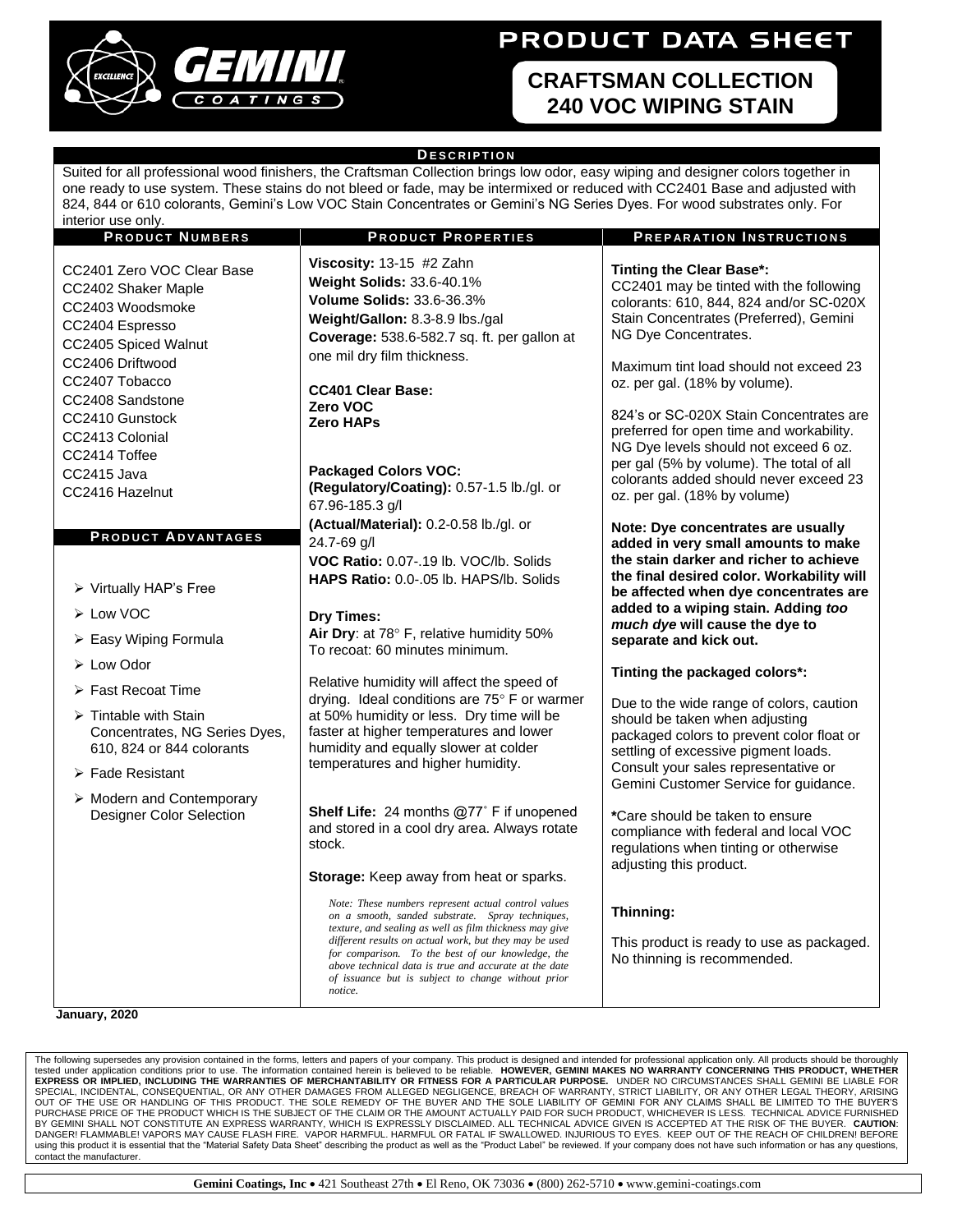# PRODUCT DATA SHEET

## CRAFTSMAN COLLECTION 240 VOC WIPING STAIN

### DESCRIPTION

Suited for all professional wood finishers, the Craftsman Collection brings low odor, easy wiping and designer colors together in one ready to use system. These stains do not bleed or fade, may be intermixed or reduced with CC2401 Base and adjusted with 824, 844 or 610 colorants, Gemini's Low VOC Stain Concentrates or Gemini's NG Series Dyes. For wood substrates only. For interior use only.

### PRODUCT NUMBERS

CC2401 Zero VOC Clear Base
CC2402 Shaker Maple
CC2403 Woodsmoke
CC2404 Espresso
CC2405 Spiced Walnut
CC2406 Driftwood
CC2407 Tobacco
CC2408 Sandstone
CC2410 Gunstock
CC2413 Colonial
CC2414 Toffee
CC2415 Java
CC2416 Hazelnut

### PRODUCT ADVANTAGES

- Virtually HAP's Free
- Low VOC
- Easy Wiping Formula
- Low Odor
- Fast Recoat Time
- Tintable with Stain Concentrates, NG Series Dyes, 610, 824 or 844 colorants
- Fade Resistant
- Modern and Contemporary Designer Color Selection

### PRODUCT PROPERTIES

**Viscosity:** 13-15 #2 Zahn
**Weight Solids:** 33.6-40.1%
**Volume Solids:** 33.6-36.3%
**Weight/Gallon:** 8.3-8.9 lbs./gal
**Coverage:** 538.6-582.7 sq. ft. per gallon at one mil dry film thickness.

**CC401 Clear Base:**
**Zero VOC**
**Zero HAPs**

**Packaged Colors VOC:**
**(Regulatory/Coating):** 0.57-1.5 lb./gl. or 67.96-185.3 g/l
**(Actual/Material):** 0.2-0.58 lb./gl. or 24.7-69 g/l
**VOC Ratio:** 0.07-.19 lb. VOC/lb. Solids
**HAPS Ratio:** 0.0-.05 lb. HAPS/lb. Solids

**Dry Times:**
**Air Dry**: at 78° F, relative humidity 50%
To recoat: 60 minutes minimum.

Relative humidity will affect the speed of drying. Ideal conditions are 75° F or warmer at 50% humidity or less. Dry time will be faster at higher temperatures and lower humidity and equally slower at colder temperatures and higher humidity.

**Shelf Life:** 24 months @77˚ F if unopened and stored in a cool dry area. Always rotate stock.

**Storage:** Keep away from heat or sparks.

*Note: These numbers represent actual control values on a smooth, sanded substrate. Spray techniques, texture, and sealing as well as film thickness may give different results on actual work, but they may be used for comparison. To the best of our knowledge, the above technical data is true and accurate at the date of issuance but is subject to change without prior notice.*

### PREPARATION INSTRUCTIONS

**Tinting the Clear Base*:**
CC2401 may be tinted with the following colorants: 610, 844, 824 and/or SC-020X Stain Concentrates (Preferred), Gemini NG Dye Concentrates.

Maximum tint load should not exceed 23 oz. per gal. (18% by volume).

824's or SC-020X Stain Concentrates are preferred for open time and workability. NG Dye levels should not exceed 6 oz. per gal (5% by volume). The total of all colorants added should never exceed 23 oz. per gal. (18% by volume)

**Note: Dye concentrates are usually added in very small amounts to make the stain darker and richer to achieve the final desired color. Workability will be affected when dye concentrates are added to a wiping stain. Adding *too much dye* will cause the dye to separate and kick out.**

**Tinting the packaged colors*:**

Due to the wide range of colors, caution should be taken when adjusting packaged colors to prevent color float or settling of excessive pigment loads. Consult your sales representative or Gemini Customer Service for guidance.

**\***Care should be taken to ensure compliance with federal and local VOC regulations when tinting or otherwise adjusting this product.

**Thinning:**

This product is ready to use as packaged. No thinning is recommended.

**January, 2020**

The following supersedes any provision contained in the forms, letters and papers of your company. This product is designed and intended for professional application only. All products should be thoroughly tested under application conditions prior to use. The information contained herein is believed to be reliable. **HOWEVER, GEMINI MAKES NO WARRANTY CONCERNING THIS PRODUCT, WHETHER EXPRESS OR IMPLIED, INCLUDING THE WARRANTIES OF MERCHANTABILITY OR FITNESS FOR A PARTICULAR PURPOSE.** UNDER NO CIRCUMSTANCES SHALL GEMINI BE LIABLE FOR SPECIAL, INCIDENTAL, CONSEQUENTIAL, OR ANY OTHER DAMAGES FROM ALLEGED NEGLIGENCE, BREACH OF WARRANTY, STRICT LIABILITY, OR ANY OTHER LEGAL THEORY, ARISING OUT OF THE USE OR HANDLING OF THIS PRODUCT. THE SOLE REMEDY OF THE BUYER AND THE SOLE LIABILITY OF GEMINI FOR ANY CLAIMS SHALL BE LIMITED TO THE BUYER'S PURCHASE PRICE OF THE PRODUCT WHICH IS THE SUBJECT OF THE CLAIM OR THE AMOUNT ACTUALLY PAID FOR SUCH PRODUCT, WHICHEVER IS LESS. TECHNICAL ADVICE FURNISHED BY GEMINI SHALL NOT CONSTITUTE AN EXPRESS WARRANTY, WHICH IS EXPRESSLY DISCLAIMED. ALL TECHNICAL ADVICE GIVEN IS ACCEPTED AT THE RISK OF THE BUYER. **CAUTION**: DANGER! FLAMMABLE! VAPORS MAY CAUSE FLASH FIRE. VAPOR HARMFUL. HARMFUL OR FATAL IF SWALLOWED. INJURIOUS TO EYES. KEEP OUT OF THE REACH OF CHILDREN! BEFORE using this product it is essential that the "Material Safety Data Sheet" describing the product as well as the "Product Label" be reviewed. If your company does not have such information or has any questions, contact the manufacturer.

**Gemini Coatings, Inc** • 421 Southeast 27th • El Reno, OK 73036 • (800) 262-5710 • www.gemini-coatings.com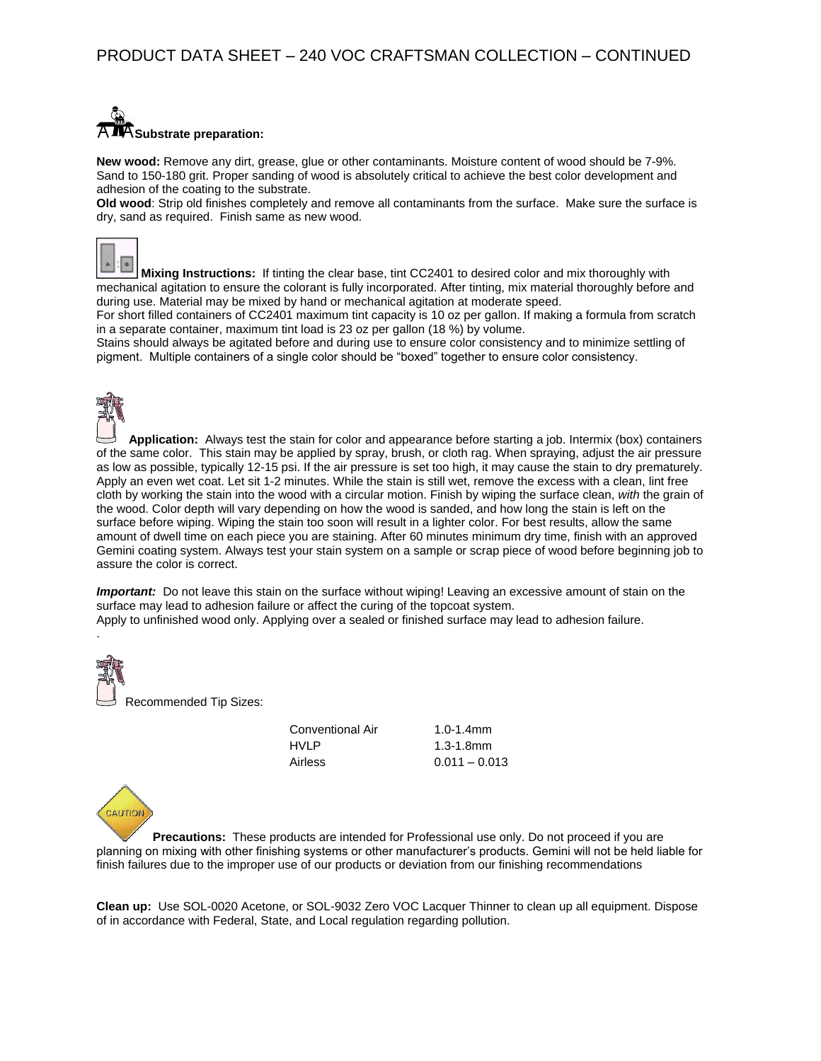# PRODUCT DATA SHEET – 240 VOC CRAFTSMAN COLLECTION – CONTINUED

**Substrate preparation:**

**New wood:** Remove any dirt, grease, glue or other contaminants. Moisture content of wood should be 7-9%. Sand to 150-180 grit. Proper sanding of wood is absolutely critical to achieve the best color development and adhesion of the coating to the substrate.
**Old wood**: Strip old finishes completely and remove all contaminants from the surface. Make sure the surface is dry, sand as required. Finish same as new wood.

**Mixing Instructions:** If tinting the clear base, tint CC2401 to desired color and mix thoroughly with mechanical agitation to ensure the colorant is fully incorporated. After tinting, mix material thoroughly before and during use. Material may be mixed by hand or mechanical agitation at moderate speed.
For short filled containers of CC2401 maximum tint capacity is 10 oz per gallon. If making a formula from scratch in a separate container, maximum tint load is 23 oz per gallon (18 %) by volume.
Stains should always be agitated before and during use to ensure color consistency and to minimize settling of pigment. Multiple containers of a single color should be "boxed" together to ensure color consistency.

**Application:** Always test the stain for color and appearance before starting a job. Intermix (box) containers of the same color. This stain may be applied by spray, brush, or cloth rag. When spraying, adjust the air pressure as low as possible, typically 12-15 psi. If the air pressure is set too high, it may cause the stain to dry prematurely. Apply an even wet coat. Let sit 1-2 minutes. While the stain is still wet, remove the excess with a clean, lint free cloth by working the stain into the wood with a circular motion. Finish by wiping the surface clean, *with* the grain of the wood. Color depth will vary depending on how the wood is sanded, and how long the stain is left on the surface before wiping. Wiping the stain too soon will result in a lighter color. For best results, allow the same amount of dwell time on each piece you are staining. After 60 minutes minimum dry time, finish with an approved Gemini coating system. Always test your stain system on a sample or scrap piece of wood before beginning job to assure the color is correct.

***Important:*** Do not leave this stain on the surface without wiping! Leaving an excessive amount of stain on the surface may lead to adhesion failure or affect the curing of the topcoat system.
Apply to unfinished wood only. Applying over a sealed or finished surface may lead to adhesion failure.

Recommended Tip Sizes:

| | |
|---|---|
| Conventional Air | 1.0-1.4mm |
| HVLP | 1.3-1.8mm |
| Airless | 0.011 – 0.013 |

**Precautions:** These products are intended for Professional use only. Do not proceed if you are planning on mixing with other finishing systems or other manufacturer's products. Gemini will not be held liable for finish failures due to the improper use of our products or deviation from our finishing recommendations

**Clean up:** Use SOL-0020 Acetone, or SOL-9032 Zero VOC Lacquer Thinner to clean up all equipment. Dispose of in accordance with Federal, State, and Local regulation regarding pollution.